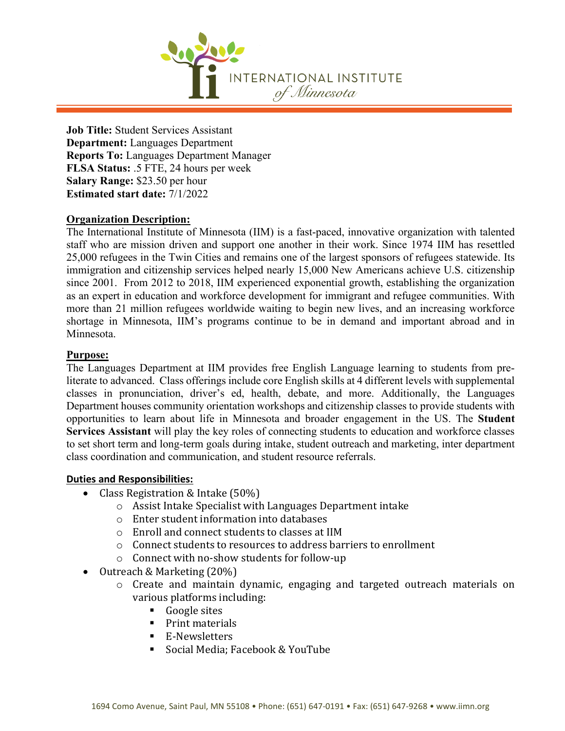INTERNATIONAL INSTITUTE *of Minnesota*

**Job Title:** Student Services Assistant
**Department:** Languages Department
**Reports To:** Languages Department Manager
**FLSA Status:** .5 FTE, 24 hours per week
**Salary Range:** $23.50 per hour
**Estimated start date:** 7/1/2022

## Organization Description:

The International Institute of Minnesota (IIM) is a fast-paced, innovative organization with talented staff who are mission driven and support one another in their work. Since 1974 IIM has resettled 25,000 refugees in the Twin Cities and remains one of the largest sponsors of refugees statewide. Its immigration and citizenship services helped nearly 15,000 New Americans achieve U.S. citizenship since 2001. From 2012 to 2018, IIM experienced exponential growth, establishing the organization as an expert in education and workforce development for immigrant and refugee communities. With more than 21 million refugees worldwide waiting to begin new lives, and an increasing workforce shortage in Minnesota, IIM's programs continue to be in demand and important abroad and in Minnesota.

## Purpose:

The Languages Department at IIM provides free English Language learning to students from pre-literate to advanced. Class offerings include core English skills at 4 different levels with supplemental classes in pronunciation, driver's ed, health, debate, and more. Additionally, the Languages Department houses community orientation workshops and citizenship classes to provide students with opportunities to learn about life in Minnesota and broader engagement in the US. The **Student Services Assistant** will play the key roles of connecting students to education and workforce classes to set short term and long-term goals during intake, student outreach and marketing, inter department class coordination and communication, and student resource referrals.

## Duties and Responsibilities:

- Class Registration & Intake (50%)
  - Assist Intake Specialist with Languages Department intake
  - Enter student information into databases
  - Enroll and connect students to classes at IIM
  - Connect students to resources to address barriers to enrollment
  - Connect with no-show students for follow-up
- Outreach & Marketing (20%)
  - Create and maintain dynamic, engaging and targeted outreach materials on various platforms including:
    - Google sites
    - Print materials
    - E-Newsletters
    - Social Media; Facebook & YouTube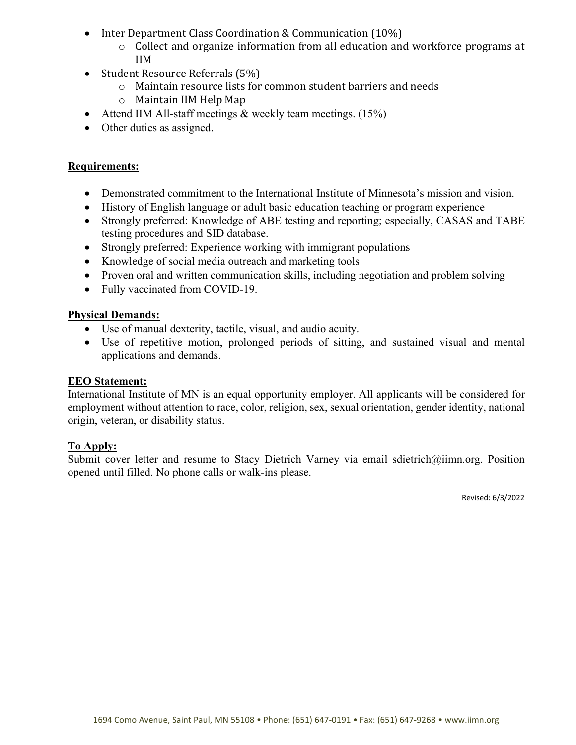- Inter Department Class Coordination & Communication (10%)
  - Collect and organize information from all education and workforce programs at IIM
- Student Resource Referrals (5%)
  - Maintain resource lists for common student barriers and needs
  - Maintain IIM Help Map
- Attend IIM All-staff meetings & weekly team meetings. (15%)
- Other duties as assigned.

## Requirements:

- Demonstrated commitment to the International Institute of Minnesota's mission and vision.
- History of English language or adult basic education teaching or program experience
- Strongly preferred: Knowledge of ABE testing and reporting; especially, CASAS and TABE testing procedures and SID database.
- Strongly preferred: Experience working with immigrant populations
- Knowledge of social media outreach and marketing tools
- Proven oral and written communication skills, including negotiation and problem solving
- Fully vaccinated from COVID-19.

## Physical Demands:

- Use of manual dexterity, tactile, visual, and audio acuity.
- Use of repetitive motion, prolonged periods of sitting, and sustained visual and mental applications and demands.

## EEO Statement:

International Institute of MN is an equal opportunity employer. All applicants will be considered for employment without attention to race, color, religion, sex, sexual orientation, gender identity, national origin, veteran, or disability status.

## To Apply:

Submit cover letter and resume to Stacy Dietrich Varney via email sdietrich@iimn.org. Position opened until filled. No phone calls or walk-ins please.

Revised: 6/3/2022